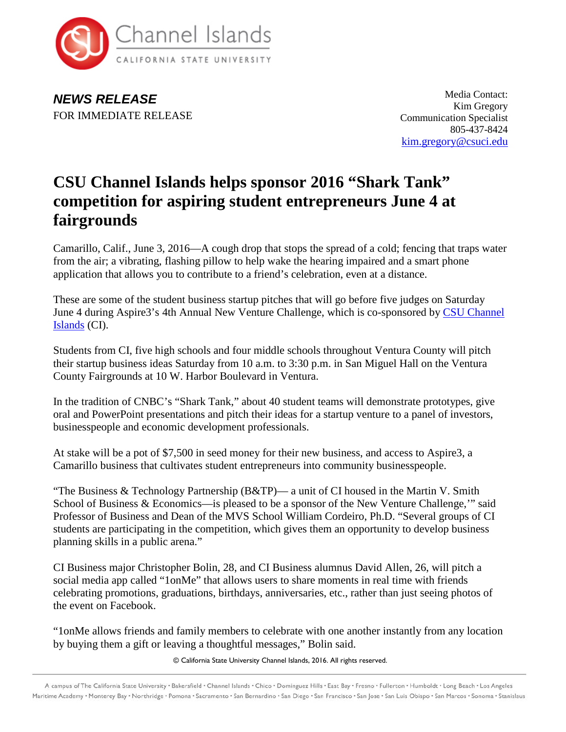Channel Islands
CALIFORNIA STATE UNIVERSITY

***NEWS RELEASE***
FOR IMMEDIATE RELEASE

Media Contact:
Kim Gregory
Communication Specialist
805-437-8424
kim.gregory@csuci.edu

# CSU Channel Islands helps sponsor 2016 "Shark Tank" competition for aspiring student entrepreneurs June 4 at fairgrounds

Camarillo, Calif., June 3, 2016—A cough drop that stops the spread of a cold; fencing that traps water from the air; a vibrating, flashing pillow to help wake the hearing impaired and a smart phone application that allows you to contribute to a friend's celebration, even at a distance.

These are some of the student business startup pitches that will go before five judges on Saturday June 4 during Aspire3's 4th Annual New Venture Challenge, which is co-sponsored by CSU Channel Islands (CI).

Students from CI, five high schools and four middle schools throughout Ventura County will pitch their startup business ideas Saturday from 10 a.m. to 3:30 p.m. in San Miguel Hall on the Ventura County Fairgrounds at 10 W. Harbor Boulevard in Ventura.

In the tradition of CNBC's "Shark Tank," about 40 student teams will demonstrate prototypes, give oral and PowerPoint presentations and pitch their ideas for a startup venture to a panel of investors, businesspeople and economic development professionals.

At stake will be a pot of $7,500 in seed money for their new business, and access to Aspire3, a Camarillo business that cultivates student entrepreneurs into community businesspeople.

"The Business & Technology Partnership (B&TP)— a unit of CI housed in the Martin V. Smith School of Business & Economics—is pleased to be a sponsor of the New Venture Challenge,'" said Professor of Business and Dean of the MVS School William Cordeiro, Ph.D. "Several groups of CI students are participating in the competition, which gives them an opportunity to develop business planning skills in a public arena."

CI Business major Christopher Bolin, 28, and CI Business alumnus David Allen, 26, will pitch a social media app called "1onMe" that allows users to share moments in real time with friends celebrating promotions, graduations, birthdays, anniversaries, etc., rather than just seeing photos of the event on Facebook.

"1onMe allows friends and family members to celebrate with one another instantly from any location by buying them a gift or leaving a thoughtful messages," Bolin said.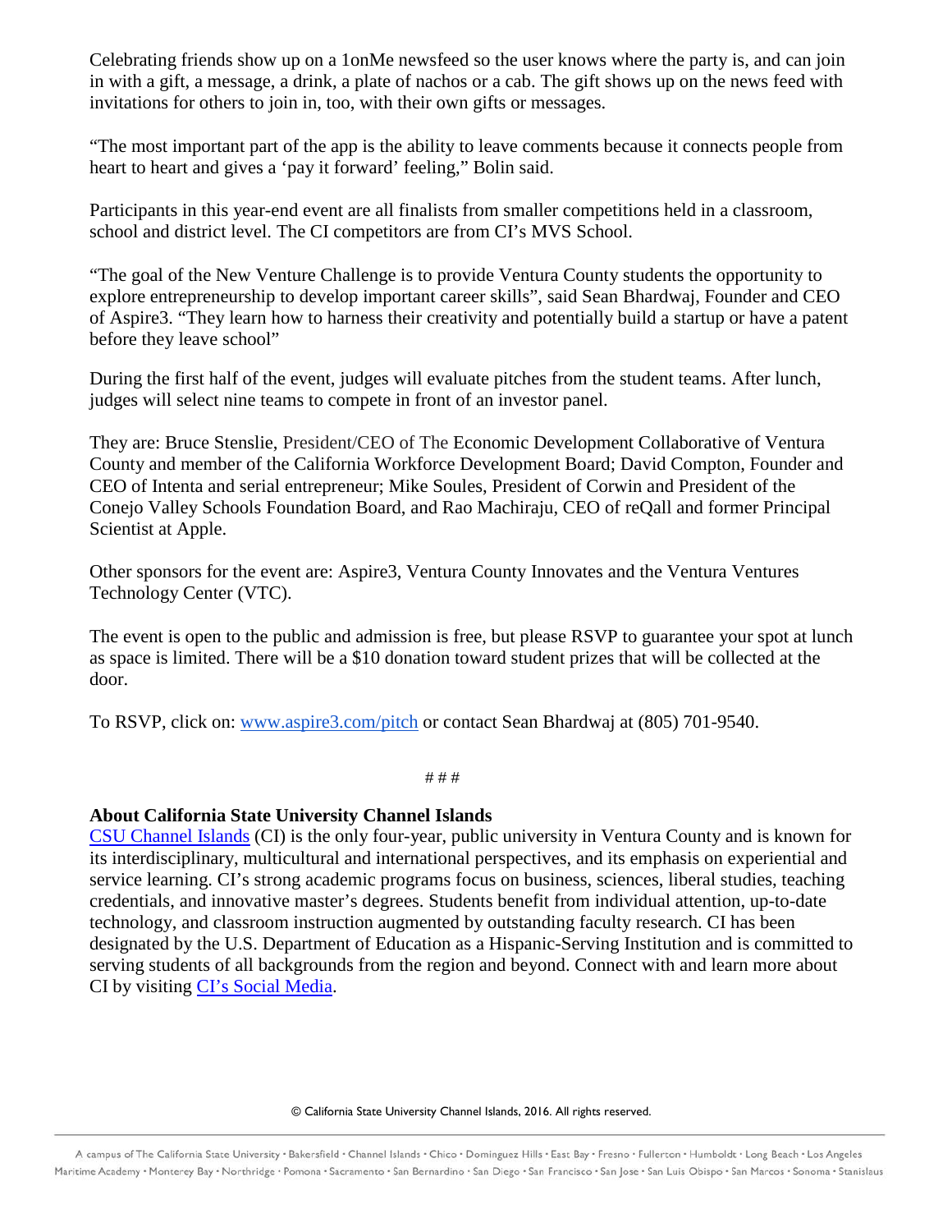Celebrating friends show up on a 1onMe newsfeed so the user knows where the party is, and can join in with a gift, a message, a drink, a plate of nachos or a cab. The gift shows up on the news feed with invitations for others to join in, too, with their own gifts or messages.

"The most important part of the app is the ability to leave comments because it connects people from heart to heart and gives a 'pay it forward' feeling," Bolin said.

Participants in this year-end event are all finalists from smaller competitions held in a classroom, school and district level. The CI competitors are from CI's MVS School.

"The goal of the New Venture Challenge is to provide Ventura County students the opportunity to explore entrepreneurship to develop important career skills", said Sean Bhardwaj, Founder and CEO of Aspire3. "They learn how to harness their creativity and potentially build a startup or have a patent before they leave school"

During the first half of the event, judges will evaluate pitches from the student teams. After lunch, judges will select nine teams to compete in front of an investor panel.

They are: Bruce Stenslie, President/CEO of The Economic Development Collaborative of Ventura County and member of the California Workforce Development Board; David Compton, Founder and CEO of Intenta and serial entrepreneur; Mike Soules, President of Corwin and President of the Conejo Valley Schools Foundation Board, and Rao Machiraju, CEO of reQall and former Principal Scientist at Apple.

Other sponsors for the event are: Aspire3, Ventura County Innovates and the Ventura Ventures Technology Center (VTC).

The event is open to the public and admission is free, but please RSVP to guarantee your spot at lunch as space is limited. There will be a $10 donation toward student prizes that will be collected at the door.

To RSVP, click on: [www.aspire3.com/pitch](www.aspire3.com/pitch) or contact Sean Bhardwaj at (805) 701-9540.

# # #

**About California State University Channel Islands**

[CSU Channel Islands](CSU Channel Islands) (CI) is the only four-year, public university in Ventura County and is known for its interdisciplinary, multicultural and international perspectives, and its emphasis on experiential and service learning. CI's strong academic programs focus on business, sciences, liberal studies, teaching credentials, and innovative master's degrees. Students benefit from individual attention, up-to-date technology, and classroom instruction augmented by outstanding faculty research. CI has been designated by the U.S. Department of Education as a Hispanic-Serving Institution and is committed to serving students of all backgrounds from the region and beyond. Connect with and learn more about CI by visiting [CI's Social Media](CI's Social Media).

© California State University Channel Islands, 2016. All rights reserved.

A campus of The California State University • Bakersfield • Channel Islands • Chico • Dominguez Hills • East Bay • Fresno • Fullerton • Humboldt • Long Beach • Los Angeles Maritime Academy • Monterey Bay • Northridge • Pomona • Sacramento • San Bernardino • San Diego • San Francisco • San Jose • San Luis Obispo • San Marcos • Sonoma • Stanislaus